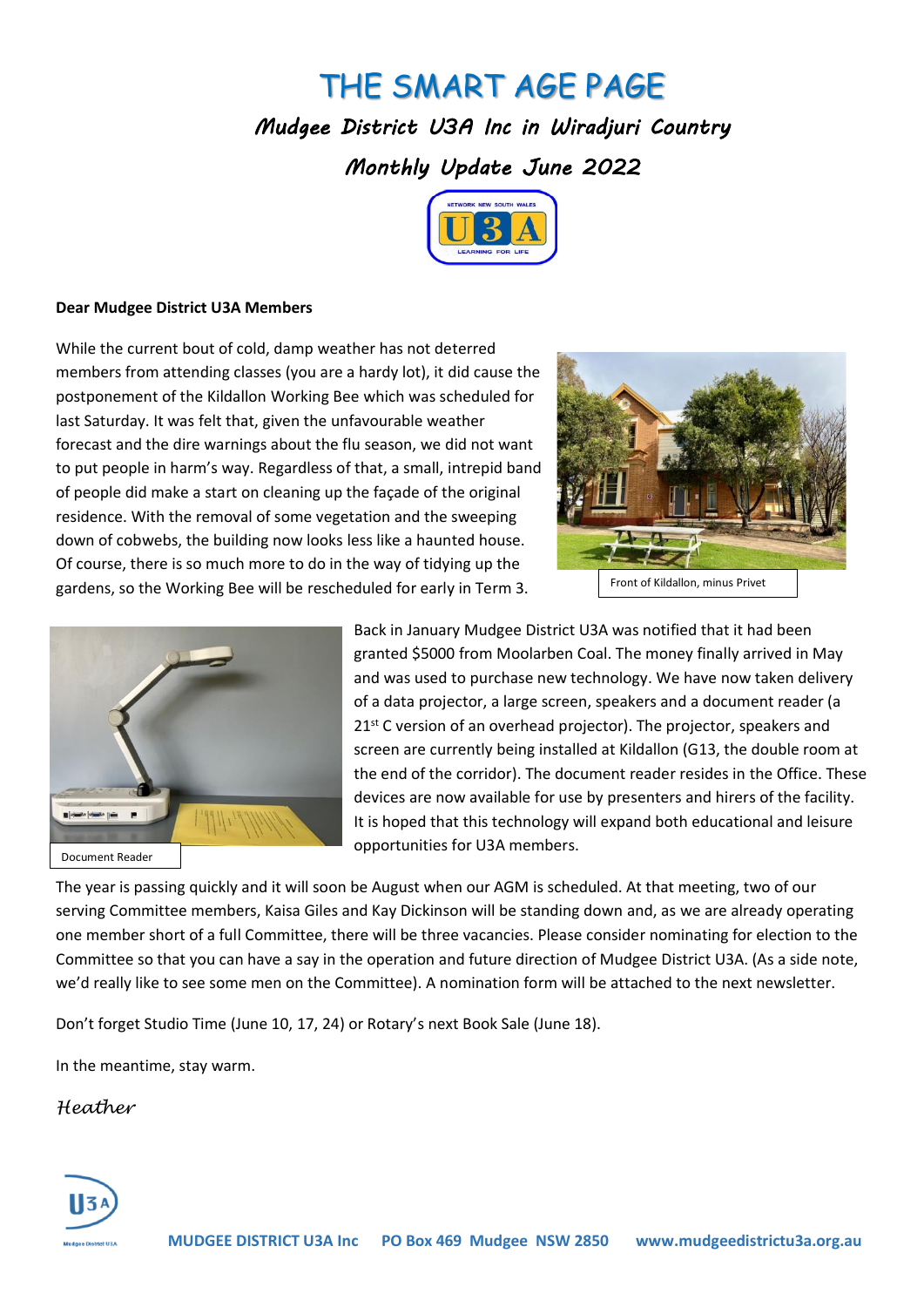# THE SMART AGE PAGE

## *Mudgee District U3A Inc in Wiradjuri Country*

## *Monthly Update June 2022*

**Dear Mudgee District U3A Members**

While the current bout of cold, damp weather has not deterred members from attending classes (you are a hardy lot), it did cause the postponement of the Kildallon Working Bee which was scheduled for last Saturday. It was felt that, given the unfavourable weather forecast and the dire warnings about the flu season, we did not want to put people in harm's way. Regardless of that, a small, intrepid band of people did make a start on cleaning up the façade of the original residence. With the removal of some vegetation and the sweeping down of cobwebs, the building now looks less like a haunted house. Of course, there is so much more to do in the way of tidying up the gardens, so the Working Bee will be rescheduled for early in Term 3.

Front of Kildallon, minus Privet

Back in January Mudgee District U3A was notified that it had been granted $5000 from Moolarben Coal. The money finally arrived in May and was used to purchase new technology. We have now taken delivery of a data projector, a large screen, speakers and a document reader (a 21st C version of an overhead projector). The projector, speakers and screen are currently being installed at Kildallon (G13, the double room at the end of the corridor). The document reader resides in the Office. These devices are now available for use by presenters and hirers of the facility. It is hoped that this technology will expand both educational and leisure opportunities for U3A members.

Document Reader

The year is passing quickly and it will soon be August when our AGM is scheduled. At that meeting, two of our serving Committee members, Kaisa Giles and Kay Dickinson will be standing down and, as we are already operating one member short of a full Committee, there will be three vacancies. Please consider nominating for election to the Committee so that you can have a say in the operation and future direction of Mudgee District U3A. (As a side note, we'd really like to see some men on the Committee). A nomination form will be attached to the next newsletter.

Don't forget Studio Time (June 10, 17, 24) or Rotary's next Book Sale (June 18).

In the meantime, stay warm.

*Heather*

**MUDGEE DISTRICT U3A Inc PO Box 469 Mudgee NSW 2850 www.mudgeedistrictu3a.org.au**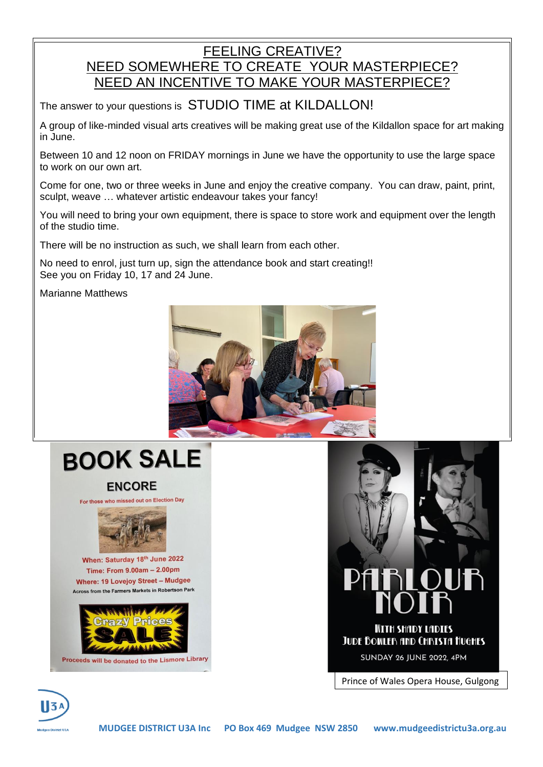## FEELING CREATIVE?
## NEED SOMEWHERE TO CREATE YOUR MASTERPIECE?
## NEED AN INCENTIVE TO MAKE YOUR MASTERPIECE?

The answer to your questions is STUDIO TIME at KILDALLON!

A group of like-minded visual arts creatives will be making great use of the Kildallon space for art making in June.

Between 10 and 12 noon on FRIDAY mornings in June we have the opportunity to use the large space to work on our own art.

Come for one, two or three weeks in June and enjoy the creative company. You can draw, paint, print, sculpt, weave … whatever artistic endeavour takes your fancy!

You will need to bring your own equipment, there is space to store work and equipment over the length of the studio time.

There will be no instruction as such, we shall learn from each other.

No need to enrol, just turn up, sign the attendance book and start creating!!
See you on Friday 10, 17 and 24 June.

Marianne Matthews

# BOOK SALE

## ENCORE

For those who missed out on Election Day

When: Saturday 18th June 2022
Time: From 9.00am – 2.00pm
Where: 19 Lovejoy Street – Mudgee
Across from the Farmers Markets in Robertson Park

Crazy Prices SALE

Proceeds will be donated to the Lismore Library

# PARLOUR NOIR

WITH SHADY LADIES
JUDE BOWLER AND CHRISTA HUGHES
SUNDAY 26 JUNE 2022, 4PM

Prince of Wales Opera House, Gulgong

MUDGEE DISTRICT U3A Inc PO Box 469 Mudgee NSW 2850 www.mudgeedistrictu3a.org.au